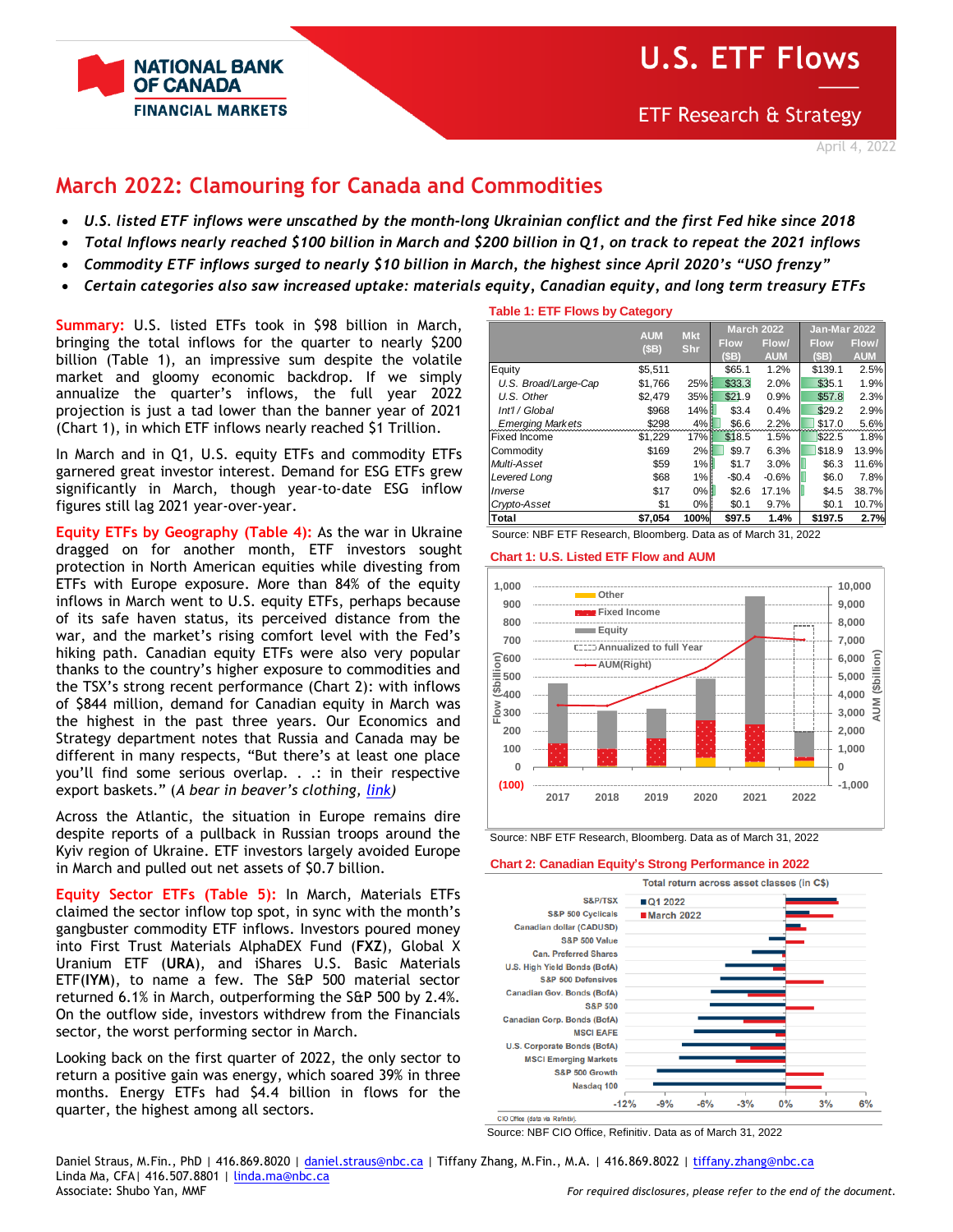# U.S. ETF Flows

ETF Research & Strategy

April 4, 2022

## March 2022: Clamouring for Canada and Commodities

- *U.S. listed ETF inflows were unscathed by the month-long Ukrainian conflict and the first Fed hike since 2018*
- *Total Inflows nearly reached $100 billion in March and $200 billion in Q1, on track to repeat the 2021 inflows*
- *Commodity ETF inflows surged to nearly $10 billion in March, the highest since April 2020's "USO frenzy"*
- *Certain categories also saw increased uptake: materials equity, Canadian equity, and long term treasury ETFs*

**Summary:** U.S. listed ETFs took in $98 billion in March, bringing the total inflows for the quarter to nearly $200 billion (Table 1), an impressive sum despite the volatile market and gloomy economic backdrop. If we simply annualize the quarter's inflows, the full year 2022 projection is just a tad lower than the banner year of 2021 (Chart 1), in which ETF inflows nearly reached $1 Trillion.

In March and in Q1, U.S. equity ETFs and commodity ETFs garnered great investor interest. Demand for ESG ETFs grew significantly in March, though year-to-date ESG inflow figures still lag 2021 year-over-year.

**Equity ETFs by Geography (Table 4):** As the war in Ukraine dragged on for another month, ETF investors sought protection in North American equities while divesting from ETFs with Europe exposure. More than 84% of the equity inflows in March went to U.S. equity ETFs, perhaps because of its safe haven status, its perceived distance from the war, and the market's rising comfort level with the Fed's hiking path. Canadian equity ETFs were also very popular thanks to the country's higher exposure to commodities and the TSX's strong recent performance (Chart 2): with inflows of $844 million, demand for Canadian equity in March was the highest in the past three years. Our Economics and Strategy department notes that Russia and Canada may be different in many respects, "But there's at least one place you'll find some serious overlap. . .: in their respective export baskets." (*A bear in beaver's clothing, link*)

Across the Atlantic, the situation in Europe remains dire despite reports of a pullback in Russian troops around the Kyiv region of Ukraine. ETF investors largely avoided Europe in March and pulled out net assets of $0.7 billion.

**Equity Sector ETFs (Table 5):** In March, Materials ETFs claimed the sector inflow top spot, in sync with the month's gangbuster commodity ETF inflows. Investors poured money into First Trust Materials AlphaDEX Fund (**FXZ**), Global X Uranium ETF (**URA**), and iShares U.S. Basic Materials ETF(**IYM**), to name a few. The S&P 500 material sector returned 6.1% in March, outperforming the S&P 500 by 2.4%. On the outflow side, investors withdrew from the Financials sector, the worst performing sector in March.

Looking back on the first quarter of 2022, the only sector to return a positive gain was energy, which soared 39% in three months. Energy ETFs had $4.4 billion in flows for the quarter, the highest among all sectors.

**Table 1: ETF Flows by Category**

| | AUM ($B) | Mkt Shr | March 2022 Flow ($B) | March 2022 Flow/ AUM | Jan-Mar 2022 Flow ($B) | Jan-Mar 2022 Flow/ AUM |
|---|---|---|---|---|---|---|
| Equity | $5,511 | | $65.1 | 1.2% | $139.1 | 2.5% |
| *U.S. Broad/Large-Cap* | $1,766 | 25% | $33.3 | 2.0% | $35.1 | 1.9% |
| *U.S. Other* | $2,479 | 35% | $21.9 | 0.9% | $57.8 | 2.3% |
| *Int'l / Global* | $968 | 14% | $3.4 | 0.4% | $29.2 | 2.9% |
| *Emerging Markets* | $298 | 4% | $6.6 | 2.2% | $17.0 | 5.6% |
| Fixed Income | $1,229 | 17% | $18.5 | 1.5% | $22.5 | 1.8% |
| Commodity | $169 | 2% | $9.7 | 6.3% | $18.9 | 13.9% |
| *Multi-Asset* | $59 | 1% | $1.7 | 3.0% | $6.3 | 11.6% |
| *Levered Long* | $68 | 1% | -$0.4 | -0.6% | $6.0 | 7.8% |
| *Inverse* | $17 | 0% | $2.6 | 17.1% | $4.5 | 38.7% |
| *Crypto-Asset* | $1 | 0% | $0.1 | 9.7% | $0.1 | 10.7% |
| **Total** | **$7,054** | **100%** | **$97.5** | **1.4%** | **$197.5** | **2.7%** |

Source: NBF ETF Research, Bloomberg. Data as of March 31, 2022

**Chart 1: U.S. Listed ETF Flow and AUM**

Source: NBF ETF Research, Bloomberg. Data as of March 31, 2022

**Chart 2: Canadian Equity's Strong Performance in 2022**

Source: NBF CIO Office, Refinitiv. Data as of March 31, 2022

Daniel Straus, M.Fin., PhD | 416.869.8020 | daniel.straus@nbc.ca | Tiffany Zhang, M.Fin., M.A. | 416.869.8022 | tiffany.zhang@nbc.ca
Linda Ma, CFA| 416.507.8801 | linda.ma@nbc.ca
Associate: Shubo Yan, MMF

*For required disclosures, please refer to the end of the document.*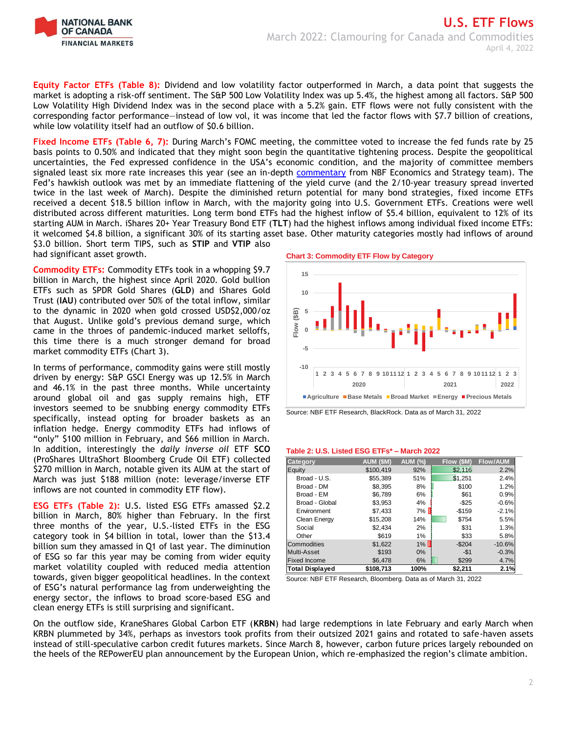**Equity Factor ETFs (Table 8):** Dividend and low volatility factor outperformed in March, a data point that suggests the market is adopting a risk-off sentiment. The S&P 500 Low Volatility Index was up 5.4%, the highest among all factors. S&P 500 Low Volatility High Dividend Index was in the second place with a 5.2% gain. ETF flows were not fully consistent with the corresponding factor performance—instead of low vol, it was income that led the factor flows with $7.7 billion of creations, while low volatility itself had an outflow of $0.6 billion.

**Fixed Income ETFs (Table 6, 7):** During March's FOMC meeting, the committee voted to increase the fed funds rate by 25 basis points to 0.50% and indicated that they might soon begin the quantitative tightening process. Despite the geopolitical uncertainties, the Fed expressed confidence in the USA's economic condition, and the majority of committee members signaled least six more rate increases this year (see an in-depth commentary from NBF Economics and Strategy team). The Fed's hawkish outlook was met by an immediate flattening of the yield curve (and the 2/10-year treasury spread inverted twice in the last week of March). Despite the diminished return potential for many bond strategies, fixed income ETFs received a decent $18.5 billion inflow in March, with the majority going into U.S. Government ETFs. Creations were well distributed across different maturities. Long term bond ETFs had the highest inflow of $5.4 billion, equivalent to 12% of its starting AUM in March. iShares 20+ Year Treasury Bond ETF (**TLT**) had the highest inflows among individual fixed income ETFs: it welcomed $4.8 billion, a significant 30% of its starting asset base. Other maturity categories mostly had inflows of around $3.0 billion. Short term TIPS, such as **STIP** and **VTIP** also had significant asset growth.

**Commodity ETFs:** Commodity ETFs took in a whopping $9.7 billion in March, the highest since April 2020. Gold bullion ETFs such as SPDR Gold Shares (**GLD**) and iShares Gold Trust (**IAU**) contributed over 50% of the total inflow, similar to the dynamic in 2020 when gold crossed USD$2,000/oz that August. Unlike gold's previous demand surge, which came in the throes of pandemic-induced market selloffs, this time there is a much stronger demand for broad market commodity ETFs (Chart 3).

In terms of performance, commodity gains were still mostly driven by energy: S&P GSCI Energy was up 12.5% in March and 46.1% in the past three months. While uncertainty around global oil and gas supply remains high, ETF investors seemed to be snubbing energy commodity ETFs specifically, instead opting for broader baskets as an inflation hedge. Energy commodity ETFs had inflows of "only" $100 million in February, and $66 million in March. In addition, interestingly the *daily inverse oil* ETF **SCO** (ProShares UltraShort Bloomberg Crude Oil ETF) collected $270 million in March, notable given its AUM at the start of March was just $188 million (note: leverage/inverse ETF inflows are not counted in commodity ETF flow).

**Chart 3: Commodity ETF Flow by Category**

Source: NBF ETF Research, BlackRock. Data as of March 31, 2022

**ESG ETFs (Table 2):** U.S. listed ESG ETFs amassed $2.2 billion in March, 80% higher than February. In the first three months of the year, U.S.-listed ETFs in the ESG category took in $4 billion in total, lower than the $13.4 billion sum they amassed in Q1 of last year. The diminution of ESG so far this year may be coming from wider equity market volatility coupled with reduced media attention towards, given bigger geopolitical headlines. In the context of ESG's natural performance lag from underweighting the energy sector, the inflows to broad score-based ESG and clean energy ETFs is still surprising and significant.

**Table 2: U.S. Listed ESG ETFs* – March 2022**

| Category | AUM ($M) | AUM (%) | Flow ($M) | Flow/AUM |
|---|---|---|---|---|
| Equity | $100,419 | 92% | $2,116 | 2.2% |
| Broad - U.S. | $55,389 | 51% | $1,251 | 2.4% |
| Broad - DM | $8,395 | 8% | $100 | 1.2% |
| Broad - EM | $6,789 | 6% | $61 | 0.9% |
| Broad - Global | $3,953 | 4% | -$25 | -0.6% |
| Environment | $7,433 | 7% | -$159 | -2.1% |
| Clean Energy | $15,208 | 14% | $754 | 5.5% |
| Social | $2,434 | 2% | $31 | 1.3% |
| Other | $619 | 1% | $33 | 5.8% |
| Commodities | $1,622 | 1% | -$204 | -10.6% |
| Multi-Asset | $193 | 0% | -$1 | -0.3% |
| Fixed Income | $6,478 | 6% | $299 | 4.7% |
| **Total Displayed** | **$108,713** | **100%** | **$2,211** | **2.1%** |

Source: NBF ETF Research, Bloomberg. Data as of March 31, 2022

On the outflow side, KraneShares Global Carbon ETF (**KRBN**) had large redemptions in late February and early March when KRBN plummeted by 34%, perhaps as investors took profits from their outsized 2021 gains and rotated to safe-haven assets instead of still-speculative carbon credit futures markets. Since March 8, however, carbon future prices largely rebounded on the heels of the REPowerEU plan announcement by the European Union, which re-emphasized the region's climate ambition.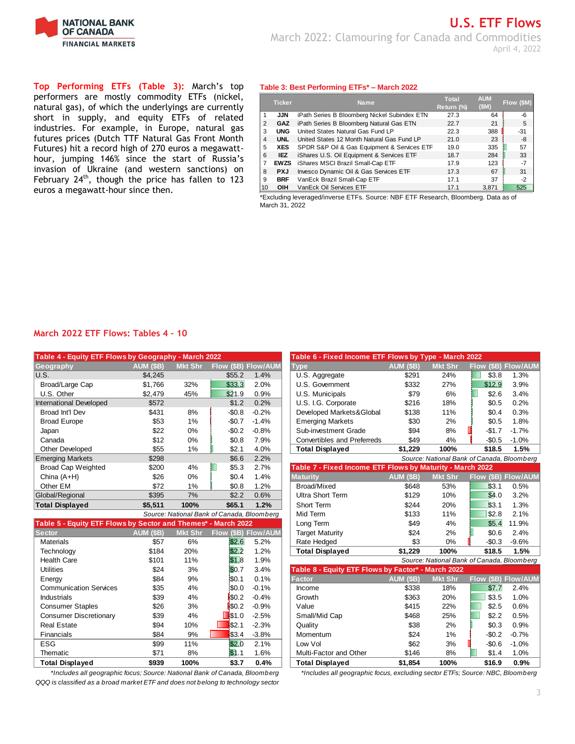**Top Performing ETFs (Table 3):** March's top performers are mostly commodity ETFs (nickel, natural gas), of which the underlyings are currently short in supply, and equity ETFs of related industries. For example, in Europe, natural gas futures prices (Dutch TTF Natural Gas Front Month Futures) hit a record high of 270 euros a megawatt-hour, jumping 146% since the start of Russia's invasion of Ukraine (and western sanctions) on February 24th, though the price has fallen to 123 euros a megawatt-hour since then.

**Table 3: Best Performing ETFs* – March 2022**

| | Ticker | Name | Total Return (%) | AUM ($M) | Flow ($M) |
|---|---|---|---|---|---|
| 1 | JJN | iPath Series B Bloomberg Nickel Subindex ETN | 27.3 | 64 | -6 |
| 2 | GAZ | iPath Series B Bloomberg Natural Gas ETN | 22.7 | 21 | 5 |
| 3 | UNG | United States Natural Gas Fund LP | 22.3 | 388 | -31 |
| 4 | UNL | United States 12 Month Natural Gas Fund LP | 21.0 | 23 | -8 |
| 5 | XES | SPDR S&P Oil & Gas Equipment & Services ETF | 19.0 | 335 | 57 |
| 6 | IEZ | iShares U.S. Oil Equipment & Services ETF | 18.7 | 284 | 33 |
| 7 | EWZS | iShares MSCI Brazil Small-Cap ETF | 17.9 | 123 | -7 |
| 8 | PXJ | Invesco Dynamic Oil & Gas Services ETF | 17.3 | 67 | 31 |
| 9 | BRF | VanEck Brazil Small-Cap ETF | 17.1 | 37 | -2 |
| 10 | OIH | VanEck Oil Services ETF | 17.1 | 3,871 | 525 |

*Excluding leveraged/inverse ETFs. Source: NBF ETF Research, Bloomberg. Data as of March 31, 2022

## March 2022 ETF Flows: Tables 4 – 10

**Table 4 - Equity ETF Flows by Geography - March 2022**

| Geography | AUM ($B) | Mkt Shr | Flow ($B) | Flow/AUM |
|---|---|---|---|---|
| U.S. | $4,245 | | $55.2 | 1.4% |
| Broad/Large Cap | $1,766 | 32% | $33.3 | 2.0% |
| U.S. Other | $2,479 | 45% | $21.9 | 0.9% |
| International Developed | $572 | | $1.2 | 0.2% |
| Broad Int'l Dev | $431 | 8% | -$0.8 | -0.2% |
| Broad Europe | $53 | 1% | -$0.7 | -1.4% |
| Japan | $22 | 0% | -$0.2 | -0.8% |
| Canada | $12 | 0% | $0.8 | 7.9% |
| Other Developed | $55 | 1% | $2.1 | 4.0% |
| Emerging Markets | $298 | | $6.6 | 2.2% |
| Broad Cap Weighted | $200 | 4% | $5.3 | 2.7% |
| China (A+H) | $26 | 0% | $0.4 | 1.4% |
| Other EM | $72 | 1% | $0.8 | 1.2% |
| Global/Regional | $395 | 7% | $2.2 | 0.6% |
| **Total Displayed** | **$5,511** | **100%** | **$65.1** | **1.2%** |

*Source: National Bank of Canada, Bloomberg*

**Table 5 - Equity ETF Flows by Sector and Themes* - March 2022**

| Sector | AUM ($B) | Mkt Shr | Flow ($B) | Flow/AUM |
|---|---|---|---|---|
| Materials | $57 | 6% | $2.6 | 5.2% |
| Technology | $184 | 20% | $2.2 | 1.2% |
| Health Care | $101 | 11% | $1.8 | 1.9% |
| Utilities | $24 | 3% | $0.7 | 3.4% |
| Energy | $84 | 9% | $0.1 | 0.1% |
| Communication Services | $35 | 4% | $0.0 | -0.1% |
| Industrials | $39 | 4% | -$0.2 | -0.4% |
| Consumer Staples | $26 | 3% | -$0.2 | -0.9% |
| Consumer Discretionary | $39 | 4% | -$1.0 | -2.5% |
| Real Estate | $94 | 10% | -$2.1 | -2.3% |
| Financials | $84 | 9% | -$3.4 | -3.8% |
| ESG | $99 | 11% | $2.0 | 2.1% |
| Thematic | $71 | 8% | $1.1 | 1.6% |
| **Total Displayed** | **$939** | **100%** | **$3.7** | **0.4%** |

*\*Includes all geographic focus; Source: National Bank of Canada, Bloomberg*
*QQQ is classified as a broad market ETF and does not belong to technology sector*

**Table 6 - Fixed Income ETF Flows by Type - March 2022**

| Type | AUM ($B) | Mkt Shr | Flow ($B) | Flow/AUM |
|---|---|---|---|---|
| U.S. Aggregate | $291 | 24% | $3.8 | 1.3% |
| U.S. Government | $332 | 27% | $12.9 | 3.9% |
| U.S. Municipals | $79 | 6% | $2.6 | 3.4% |
| U.S. I.G. Corporate | $216 | 18% | $0.5 | 0.2% |
| Developed Markets&Global | $138 | 11% | $0.4 | 0.3% |
| Emerging Markets | $30 | 2% | $0.5 | 1.8% |
| Sub-investment Grade | $94 | 8% | -$1.7 | -1.7% |
| Convertibles and Preferreds | $49 | 4% | -$0.5 | -1.0% |
| **Total Displayed** | **$1,229** | **100%** | **$18.5** | **1.5%** |

*Source: National Bank of Canada, Bloomberg*

**Table 7 - Fixed Income ETF Flows by Maturity - March 2022**

| Maturity | AUM ($B) | Mkt Shr | Flow ($B) | Flow/AUM |
|---|---|---|---|---|
| Broad/Mixed | $648 | 53% | $3.1 | 0.5% |
| Ultra Short Term | $129 | 10% | $4.0 | 3.2% |
| Short Term | $244 | 20% | $3.1 | 1.3% |
| Mid Term | $133 | 11% | $2.8 | 2.1% |
| Long Term | $49 | 4% | $5.4 | 11.9% |
| Target Maturity | $24 | 2% | $0.6 | 2.4% |
| Rate Hedged | $3 | 0% | -$0.3 | -9.6% |
| **Total Displayed** | **$1,229** | **100%** | **$18.5** | **1.5%** |

*Source: National Bank of Canada, Bloomberg*

**Table 8 - Equity ETF Flows by Factor* - March 2022**

| Factor | AUM ($B) | Mkt Shr | Flow ($B) | Flow/AUM |
|---|---|---|---|---|
| Income | $338 | 18% | $7.7 | 2.4% |
| Growth | $363 | 20% | $3.5 | 1.0% |
| Value | $415 | 22% | $2.5 | 0.6% |
| Small/Mid Cap | $468 | 25% | $2.2 | 0.5% |
| Quality | $38 | 2% | $0.3 | 0.9% |
| Momentum | $24 | 1% | -$0.2 | -0.7% |
| Low Vol | $62 | 3% | -$0.6 | -1.0% |
| Multi-Factor and Other | $146 | 8% | $1.4 | 1.0% |
| **Total Displayed** | **$1,854** | **100%** | **$16.9** | **0.9%** |

*\*Includes all geographic focus, excluding sector ETFs; Source: NBC, Bloomberg*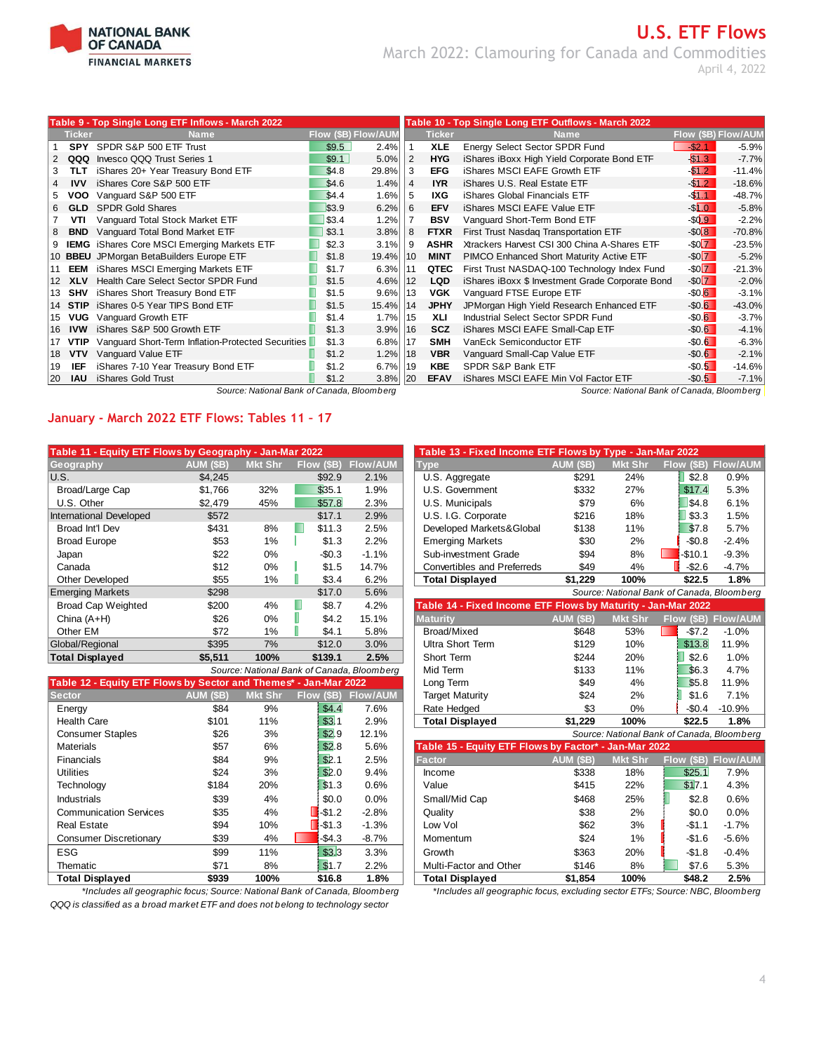# U.S. ETF Flows

## March 2022: Clamouring for Canada and Commodities

April 4, 2022

**Table 9 - Top Single Long ETF Inflows - March 2022**

| | Ticker | Name | Flow ($B) | Flow/AUM |
|---|---|---|---|---|
| 1 | SPY | SPDR S&P 500 ETF Trust | $9.5 | 2.4% |
| 2 | QQQ | Invesco QQQ Trust Series 1 | $9.1 | 5.0% |
| 3 | TLT | iShares 20+ Year Treasury Bond ETF | $4.8 | 29.8% |
| 4 | IVV | iShares Core S&P 500 ETF | $4.6 | 1.4% |
| 5 | VOO | Vanguard S&P 500 ETF | $4.4 | 1.6% |
| 6 | GLD | SPDR Gold Shares | $3.9 | 6.2% |
| 7 | VTI | Vanguard Total Stock Market ETF | $3.4 | 1.2% |
| 8 | BND | Vanguard Total Bond Market ETF | $3.1 | 3.8% |
| 9 | IEMG | iShares Core MSCI Emerging Markets ETF | $2.3 | 3.1% |
| 10 | BBEU | JPMorgan BetaBuilders Europe ETF | $1.8 | 19.4% |
| 11 | EEM | iShares MSCI Emerging Markets ETF | $1.7 | 6.3% |
| 12 | XLV | Health Care Select Sector SPDR Fund | $1.5 | 4.6% |
| 13 | SHV | iShares Short Treasury Bond ETF | $1.5 | 9.6% |
| 14 | STIP | iShares 0-5 Year TIPS Bond ETF | $1.5 | 15.4% |
| 15 | VUG | Vanguard Growth ETF | $1.4 | 1.7% |
| 16 | IVW | iShares S&P 500 Growth ETF | $1.3 | 3.9% |
| 17 | VTIP | Vanguard Short-Term Inflation-Protected Securities | $1.3 | 6.8% |
| 18 | VTV | Vanguard Value ETF | $1.2 | 1.2% |
| 19 | IEF | iShares 7-10 Year Treasury Bond ETF | $1.2 | 6.7% |
| 20 | IAU | iShares Gold Trust | $1.2 | 3.8% |

*Source: National Bank of Canada, Bloomberg*

**Table 10 - Top Single Long ETF Outflows - March 2022**

| | Ticker | Name | Flow ($B) | Flow/AUM |
|---|---|---|---|---|
| 1 | XLE | Energy Select Sector SPDR Fund | -$2.1 | -5.9% |
| 2 | HYG | iShares iBoxx High Yield Corporate Bond ETF | -$1.3 | -7.7% |
| 3 | EFG | iShares MSCI EAFE Growth ETF | -$1.2 | -11.4% |
| 4 | IYR | iShares U.S. Real Estate ETF | -$1.2 | -18.6% |
| 5 | IXG | iShares Global Financials ETF | -$1.1 | -48.7% |
| 6 | EFV | iShares MSCI EAFE Value ETF | -$1.0 | -5.8% |
| 7 | BSV | Vanguard Short-Term Bond ETF | -$0.9 | -2.2% |
| 8 | FTXR | First Trust Nasdaq Transportation ETF | -$0.8 | -70.8% |
| 9 | ASHR | Xtrackers Harvest CSI 300 China A-Shares ETF | -$0.7 | -23.5% |
| 10 | MINT | PIMCO Enhanced Short Maturity Active ETF | -$0.7 | -5.2% |
| 11 | QTEC | First Trust NASDAQ-100 Technology Index Fund | -$0.7 | -21.3% |
| 12 | LQD | iShares iBoxx $ Investment Grade Corporate Bond | -$0.7 | -2.0% |
| 13 | VGK | Vanguard FTSE Europe ETF | -$0.6 | -3.1% |
| 14 | JPHY | JPMorgan High Yield Research Enhanced ETF | -$0.6 | -43.0% |
| 15 | XLI | Industrial Select Sector SPDR Fund | -$0.6 | -3.7% |
| 16 | SCZ | iShares MSCI EAFE Small-Cap ETF | -$0.6 | -4.1% |
| 17 | SMH | VanEck Semiconductor ETF | -$0.6 | -6.3% |
| 18 | VBR | Vanguard Small-Cap Value ETF | -$0.6 | -2.1% |
| 19 | KBE | SPDR S&P Bank ETF | -$0.5 | -14.6% |
| 20 | EFAV | iShares MSCI EAFE Min Vol Factor ETF | -$0.5 | -7.1% |

*Source: National Bank of Canada, Bloomberg*

## January - March 2022 ETF Flows: Tables 11 - 17

**Table 11 - Equity ETF Flows by Geography - Jan-Mar 2022**

| Geography | AUM ($B) | Mkt Shr | Flow ($B) | Flow/AUM |
|---|---|---|---|---|
| U.S. | $4,245 | | $92.9 | 2.1% |
| Broad/Large Cap | $1,766 | 32% | $35.1 | 1.9% |
| U.S. Other | $2,479 | 45% | $57.8 | 2.3% |
| International Developed | $572 | | $17.1 | 2.9% |
| Broad Int'l Dev | $431 | 8% | $11.3 | 2.5% |
| Broad Europe | $53 | 1% | $1.3 | 2.2% |
| Japan | $22 | 0% | -$0.3 | -1.1% |
| Canada | $12 | 0% | $1.5 | 14.7% |
| Other Developed | $55 | 1% | $3.4 | 6.2% |
| Emerging Markets | $298 | | $17.0 | 5.6% |
| Broad Cap Weighted | $200 | 4% | $8.7 | 4.2% |
| China (A+H) | $26 | 0% | $4.2 | 15.1% |
| Other EM | $72 | 1% | $4.1 | 5.8% |
| Global/Regional | $395 | 7% | $12.0 | 3.0% |
| **Total Displayed** | **$5,511** | **100%** | **$139.1** | **2.5%** |

*Source: National Bank of Canada, Bloomberg*

**Table 12 - Equity ETF Flows by Sector and Themes* - Jan-Mar 2022**

| Sector | AUM ($B) | Mkt Shr | Flow ($B) | Flow/AUM |
|---|---|---|---|---|
| Energy | $84 | 9% | $4.4 | 7.6% |
| Health Care | $101 | 11% | $3.1 | 2.9% |
| Consumer Staples | $26 | 3% | $2.9 | 12.1% |
| Materials | $57 | 6% | $2.8 | 5.6% |
| Financials | $84 | 9% | $2.1 | 2.5% |
| Utilities | $24 | 3% | $2.0 | 9.4% |
| Technology | $184 | 20% | $1.3 | 0.6% |
| Industrials | $39 | 4% | $0.0 | 0.0% |
| Communication Services | $35 | 4% | -$1.2 | -2.8% |
| Real Estate | $94 | 10% | -$1.3 | -1.3% |
| Consumer Discretionary | $39 | 4% | -$4.3 | -8.7% |
| ESG | $99 | 11% | $3.3 | 3.3% |
| Thematic | $71 | 8% | $1.7 | 2.2% |
| **Total Displayed** | **$939** | **100%** | **$16.8** | **1.8%** |

*Includes all geographic focus; Source: National Bank of Canada, Bloomberg

*QQQ is classified as a broad market ETF and does not belong to technology sector*

**Table 13 - Fixed Income ETF Flows by Type - Jan-Mar 2022**

| Type | AUM ($B) | Mkt Shr | Flow ($B) | Flow/AUM |
|---|---|---|---|---|
| U.S. Aggregate | $291 | 24% | $2.8 | 0.9% |
| U.S. Government | $332 | 27% | $17.4 | 5.3% |
| U.S. Municipals | $79 | 6% | $4.8 | 6.1% |
| U.S. I.G. Corporate | $216 | 18% | $3.3 | 1.5% |
| Developed Markets&Global | $138 | 11% | $7.8 | 5.7% |
| Emerging Markets | $30 | 2% | -$0.8 | -2.4% |
| Sub-investment Grade | $94 | 8% | -$10.1 | -9.3% |
| Convertibles and Preferreds | $49 | 4% | -$2.6 | -4.7% |
| **Total Displayed** | **$1,229** | **100%** | **$22.5** | **1.8%** |

*Source: National Bank of Canada, Bloomberg*

**Table 14 - Fixed Income ETF Flows by Maturity - Jan-Mar 2022**

| Maturity | AUM ($B) | Mkt Shr | Flow ($B) | Flow/AUM |
|---|---|---|---|---|
| Broad/Mixed | $648 | 53% | -$7.2 | -1.0% |
| Ultra Short Term | $129 | 10% | $13.8 | 11.9% |
| Short Term | $244 | 20% | $2.6 | 1.0% |
| Mid Term | $133 | 11% | $6.3 | 4.7% |
| Long Term | $49 | 4% | $5.8 | 11.9% |
| Target Maturity | $24 | 2% | $1.6 | 7.1% |
| Rate Hedged | $3 | 0% | -$0.4 | -10.9% |
| **Total Displayed** | **$1,229** | **100%** | **$22.5** | **1.8%** |

*Source: National Bank of Canada, Bloomberg*

**Table 15 - Equity ETF Flows by Factor* - Jan-Mar 2022**

| Factor | AUM ($B) | Mkt Shr | Flow ($B) | Flow/AUM |
|---|---|---|---|---|
| Income | $338 | 18% | $25.1 | 7.9% |
| Value | $415 | 22% | $17.1 | 4.3% |
| Small/Mid Cap | $468 | 25% | $2.8 | 0.6% |
| Quality | $38 | 2% | $0.0 | 0.0% |
| Low Vol | $62 | 3% | -$1.1 | -1.7% |
| Momentum | $24 | 1% | -$1.6 | -5.6% |
| Growth | $363 | 20% | -$1.8 | -0.4% |
| Multi-Factor and Other | $146 | 8% | $7.6 | 5.3% |
| **Total Displayed** | **$1,854** | **100%** | **$48.2** | **2.5%** |

*Includes all geographic focus, excluding sector ETFs; Source: NBC, Bloomberg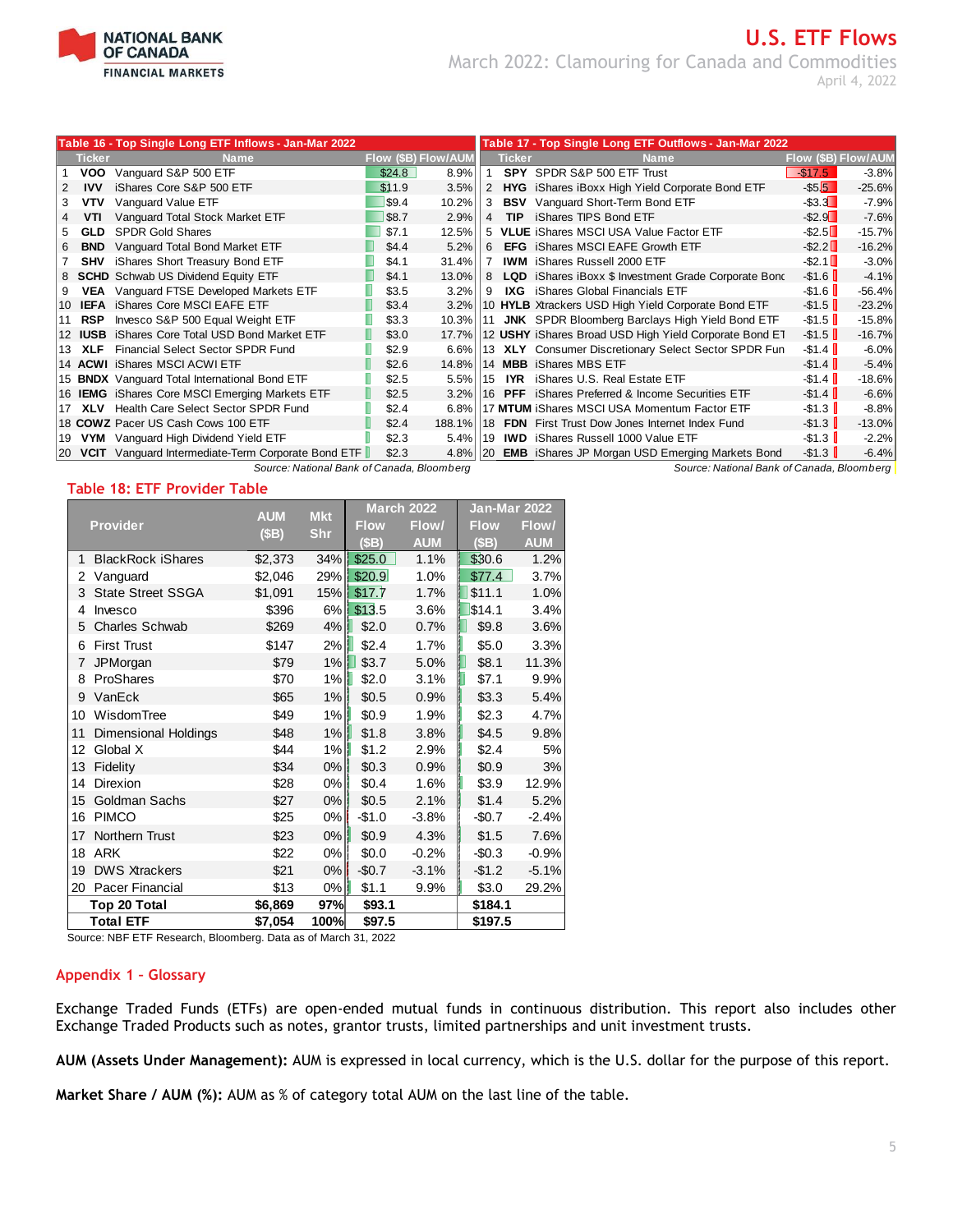| Table 16 - Top Single Long ETF Inflows - Jan-Mar 2022 | | | | |
|---|---|---|---|---|
| | **Ticker** | **Name** | **Flow ($B)** | **Flow/AUM** |
| 1 | **VOO** | Vanguard S&P 500 ETF | $24.8 | 8.9% |
| 2 | **IVV** | iShares Core S&P 500 ETF | $11.9 | 3.5% |
| 3 | **VTV** | Vanguard Value ETF | $9.4 | 10.2% |
| 4 | **VTI** | Vanguard Total Stock Market ETF | $8.7 | 2.9% |
| 5 | **GLD** | SPDR Gold Shares | $7.1 | 12.5% |
| 6 | **BND** | Vanguard Total Bond Market ETF | $4.4 | 5.2% |
| 7 | **SHV** | iShares Short Treasury Bond ETF | $4.1 | 31.4% |
| 8 | **SCHD** | Schwab US Dividend Equity ETF | $4.1 | 13.0% |
| 9 | **VEA** | Vanguard FTSE Developed Markets ETF | $3.5 | 3.2% |
| 10 | **IEFA** | iShares Core MSCI EAFE ETF | $3.4 | 3.2% |
| 11 | **RSP** | Invesco S&P 500 Equal Weight ETF | $3.3 | 10.3% |
| 12 | **IUSB** | iShares Core Total USD Bond Market ETF | $3.0 | 17.7% |
| 13 | **XLF** | Financial Select Sector SPDR Fund | $2.9 | 6.6% |
| 14 | **ACWI** | iShares MSCI ACWI ETF | $2.6 | 14.8% |
| 15 | **BNDX** | Vanguard Total International Bond ETF | $2.5 | 5.5% |
| 16 | **IEMG** | iShares Core MSCI Emerging Markets ETF | $2.5 | 3.2% |
| 17 | **XLV** | Health Care Select Sector SPDR Fund | $2.4 | 6.8% |
| 18 | **COWZ** | Pacer US Cash Cows 100 ETF | $2.4 | 188.1% |
| 19 | **VYM** | Vanguard High Dividend Yield ETF | $2.3 | 5.4% |
| 20 | **VCIT** | Vanguard Intermediate-Term Corporate Bond ETF | $2.3 | 4.8% |

*Source: National Bank of Canada, Bloomberg*

| Table 17 - Top Single Long ETF Outflows - Jan-Mar 2022 | | | | |
|---|---|---|---|---|
| | **Ticker** | **Name** | **Flow ($B)** | **Flow/AUM** |
| 1 | **SPY** | SPDR S&P 500 ETF Trust | -$17.5 | -3.8% |
| 2 | **HYG** | iShares iBoxx High Yield Corporate Bond ETF | -$5.5 | -25.6% |
| 3 | **BSV** | Vanguard Short-Term Bond ETF | -$3.3 | -7.9% |
| 4 | **TIP** | iShares TIPS Bond ETF | -$2.9 | -7.6% |
| 5 | **VLUE** | iShares MSCI USA Value Factor ETF | -$2.5 | -15.7% |
| 6 | **EFG** | iShares MSCI EAFE Growth ETF | -$2.2 | -16.2% |
| 7 | **IWM** | iShares Russell 2000 ETF | -$2.1 | -3.0% |
| 8 | **LQD** | iShares iBoxx $ Investment Grade Corporate Bond | -$1.6 | -4.1% |
| 9 | **IXG** | iShares Global Financials ETF | -$1.6 | -56.4% |
| 10 | **HYLB** | Xtrackers USD High Yield Corporate Bond ETF | -$1.5 | -23.2% |
| 11 | **JNK** | SPDR Bloomberg Barclays High Yield Bond ETF | -$1.5 | -15.8% |
| 12 | **USHY** | iShares Broad USD High Yield Corporate Bond ET | -$1.5 | -16.7% |
| 13 | **XLY** | Consumer Discretionary Select Sector SPDR Fun | -$1.4 | -6.0% |
| 14 | **MBB** | iShares MBS ETF | -$1.4 | -5.4% |
| 15 | **IYR** | iShares U.S. Real Estate ETF | -$1.4 | -18.6% |
| 16 | **PFF** | iShares Preferred & Income Securities ETF | -$1.4 | -6.6% |
| 17 | **MTUM** | iShares MSCI USA Momentum Factor ETF | -$1.3 | -8.8% |
| 18 | **FDN** | First Trust Dow Jones Internet Index Fund | -$1.3 | -13.0% |
| 19 | **IWD** | iShares Russell 1000 Value ETF | -$1.3 | -2.2% |
| 20 | **EMB** | iShares JP Morgan USD Emerging Markets Bond | -$1.3 | -6.4% |

*Source: National Bank of Canada, Bloomberg*

## Table 18: ETF Provider Table

| | Provider | AUM ($B) | Mkt Shr | March 2022 Flow ($B) | March 2022 Flow/ AUM | Jan-Mar 2022 Flow ($B) | Jan-Mar 2022 Flow/ AUM |
|---|---|---|---|---|---|---|---|
| 1 | BlackRock iShares | $2,373 | 34% | $25.0 | 1.1% | $30.6 | 1.2% |
| 2 | Vanguard | $2,046 | 29% | $20.9 | 1.0% | $77.4 | 3.7% |
| 3 | State Street SSGA | $1,091 | 15% | $17.7 | 1.7% | $11.1 | 1.0% |
| 4 | Invesco | $396 | 6% | $13.5 | 3.6% | $14.1 | 3.4% |
| 5 | Charles Schwab | $269 | 4% | $2.0 | 0.7% | $9.8 | 3.6% |
| 6 | First Trust | $147 | 2% | $2.4 | 1.7% | $5.0 | 3.3% |
| 7 | JPMorgan | $79 | 1% | $3.7 | 5.0% | $8.1 | 11.3% |
| 8 | ProShares | $70 | 1% | $2.0 | 3.1% | $7.1 | 9.9% |
| 9 | VanEck | $65 | 1% | $0.5 | 0.9% | $3.3 | 5.4% |
| 10 | WisdomTree | $49 | 1% | $0.9 | 1.9% | $2.3 | 4.7% |
| 11 | Dimensional Holdings | $48 | 1% | $1.8 | 3.8% | $4.5 | 9.8% |
| 12 | Global X | $44 | 1% | $1.2 | 2.9% | $2.4 | 5% |
| 13 | Fidelity | $34 | 0% | $0.3 | 0.9% | $0.9 | 3% |
| 14 | Direxion | $28 | 0% | $0.4 | 1.6% | $3.9 | 12.9% |
| 15 | Goldman Sachs | $27 | 0% | $0.5 | 2.1% | $1.4 | 5.2% |
| 16 | PIMCO | $25 | 0% | -$1.0 | -3.8% | -$0.7 | -2.4% |
| 17 | Northern Trust | $23 | 0% | $0.9 | 4.3% | $1.5 | 7.6% |
| 18 | ARK | $22 | 0% | $0.0 | -0.2% | -$0.3 | -0.9% |
| 19 | DWS Xtrackers | $21 | 0% | -$0.7 | -3.1% | -$1.2 | -5.1% |
| 20 | Pacer Financial | $13 | 0% | $1.1 | 9.9% | $3.0 | 29.2% |
| | **Top 20 Total** | **$6,869** | **97%** | **$93.1** | | **$184.1** | |
| | **Total ETF** | **$7,054** | **100%** | **$97.5** | | **$197.5** | |

Source: NBF ETF Research, Bloomberg. Data as of March 31, 2022

## Appendix 1 – Glossary

Exchange Traded Funds (ETFs) are open-ended mutual funds in continuous distribution. This report also includes other Exchange Traded Products such as notes, grantor trusts, limited partnerships and unit investment trusts.

**AUM (Assets Under Management):** AUM is expressed in local currency, which is the U.S. dollar for the purpose of this report.

**Market Share / AUM (%):** AUM as % of category total AUM on the last line of the table.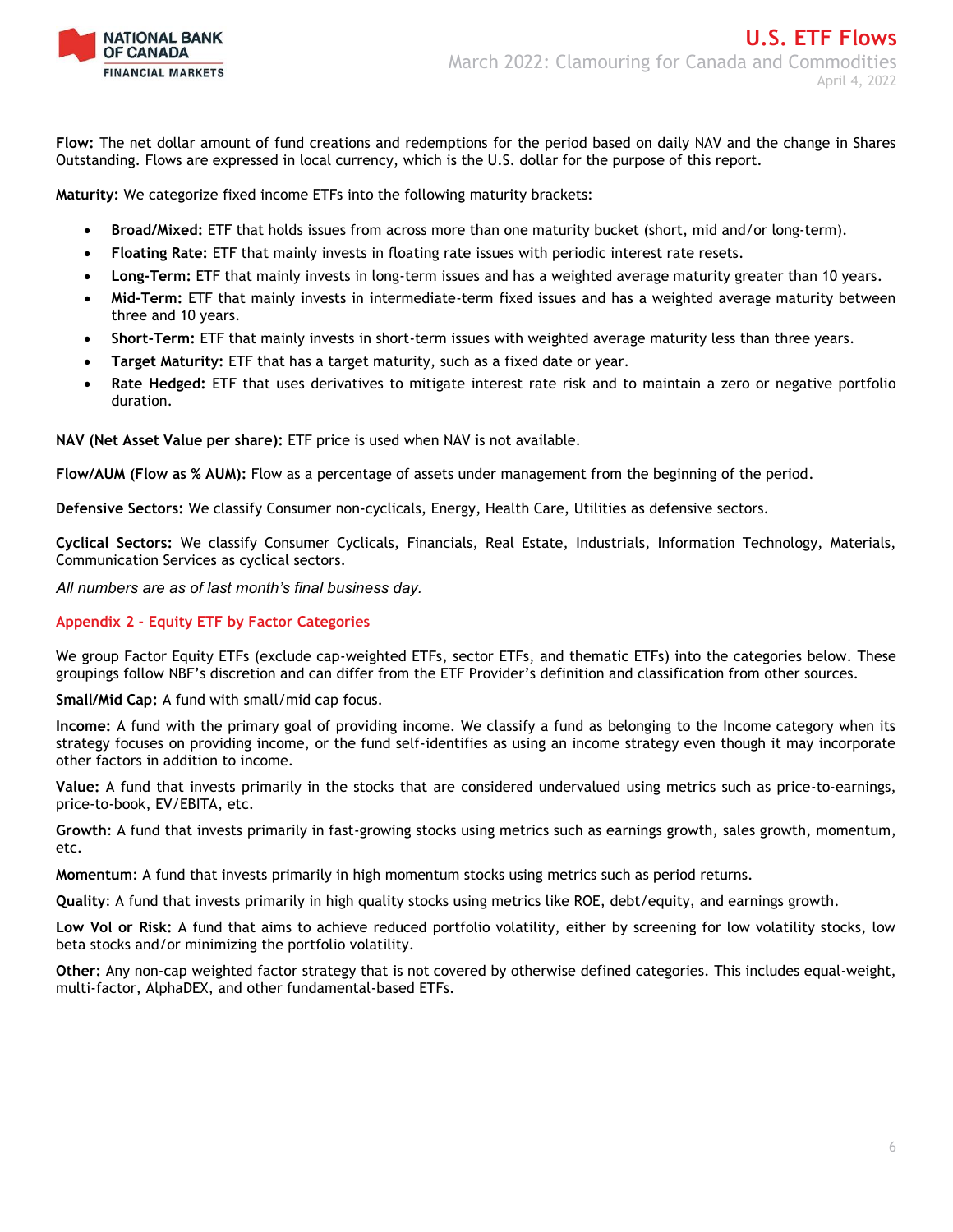**Flow:** The net dollar amount of fund creations and redemptions for the period based on daily NAV and the change in Shares Outstanding. Flows are expressed in local currency, which is the U.S. dollar for the purpose of this report.

**Maturity:** We categorize fixed income ETFs into the following maturity brackets:

- **Broad/Mixed:** ETF that holds issues from across more than one maturity bucket (short, mid and/or long-term).
- **Floating Rate:** ETF that mainly invests in floating rate issues with periodic interest rate resets.
- **Long-Term:** ETF that mainly invests in long-term issues and has a weighted average maturity greater than 10 years.
- **Mid-Term:** ETF that mainly invests in intermediate-term fixed issues and has a weighted average maturity between three and 10 years.
- **Short-Term:** ETF that mainly invests in short-term issues with weighted average maturity less than three years.
- **Target Maturity:** ETF that has a target maturity, such as a fixed date or year.
- **Rate Hedged:** ETF that uses derivatives to mitigate interest rate risk and to maintain a zero or negative portfolio duration.

**NAV (Net Asset Value per share):** ETF price is used when NAV is not available.

**Flow/AUM (Flow as % AUM):** Flow as a percentage of assets under management from the beginning of the period.

**Defensive Sectors:** We classify Consumer non-cyclicals, Energy, Health Care, Utilities as defensive sectors.

**Cyclical Sectors:** We classify Consumer Cyclicals, Financials, Real Estate, Industrials, Information Technology, Materials, Communication Services as cyclical sectors.

*All numbers are as of last month's final business day.*

## Appendix 2 - Equity ETF by Factor Categories

We group Factor Equity ETFs (exclude cap-weighted ETFs, sector ETFs, and thematic ETFs) into the categories below. These groupings follow NBF's discretion and can differ from the ETF Provider's definition and classification from other sources.

**Small/Mid Cap:** A fund with small/mid cap focus.

**Income:** A fund with the primary goal of providing income. We classify a fund as belonging to the Income category when its strategy focuses on providing income, or the fund self-identifies as using an income strategy even though it may incorporate other factors in addition to income.

**Value:** A fund that invests primarily in the stocks that are considered undervalued using metrics such as price-to-earnings, price-to-book, EV/EBITA, etc.

**Growth**: A fund that invests primarily in fast-growing stocks using metrics such as earnings growth, sales growth, momentum, etc.

**Momentum**: A fund that invests primarily in high momentum stocks using metrics such as period returns.

**Quality**: A fund that invests primarily in high quality stocks using metrics like ROE, debt/equity, and earnings growth.

**Low Vol or Risk:** A fund that aims to achieve reduced portfolio volatility, either by screening for low volatility stocks, low beta stocks and/or minimizing the portfolio volatility.

**Other:** Any non-cap weighted factor strategy that is not covered by otherwise defined categories. This includes equal-weight, multi-factor, AlphaDEX, and other fundamental-based ETFs.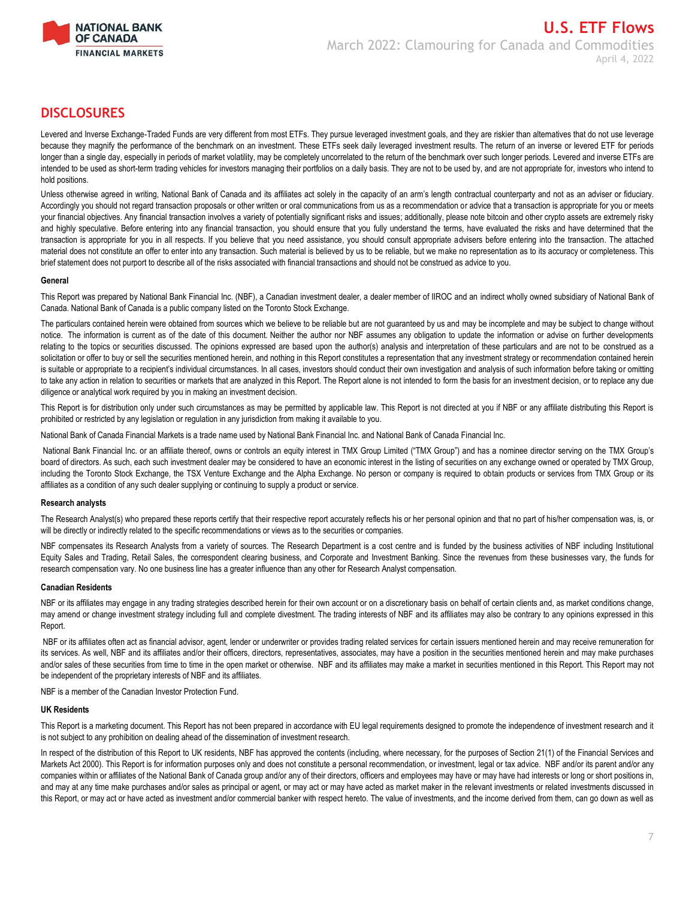## DISCLOSURES

Levered and Inverse Exchange-Traded Funds are very different from most ETFs. They pursue leveraged investment goals, and they are riskier than alternatives that do not use leverage because they magnify the performance of the benchmark on an investment. These ETFs seek daily leveraged investment results. The return of an inverse or levered ETF for periods longer than a single day, especially in periods of market volatility, may be completely uncorrelated to the return of the benchmark over such longer periods. Levered and inverse ETFs are intended to be used as short-term trading vehicles for investors managing their portfolios on a daily basis. They are not to be used by, and are not appropriate for, investors who intend to hold positions.

Unless otherwise agreed in writing, National Bank of Canada and its affiliates act solely in the capacity of an arm's length contractual counterparty and not as an adviser or fiduciary. Accordingly you should not regard transaction proposals or other written or oral communications from us as a recommendation or advice that a transaction is appropriate for you or meets your financial objectives. Any financial transaction involves a variety of potentially significant risks and issues; additionally, please note bitcoin and other crypto assets are extremely risky and highly speculative. Before entering into any financial transaction, you should ensure that you fully understand the terms, have evaluated the risks and have determined that the transaction is appropriate for you in all respects. If you believe that you need assistance, you should consult appropriate advisers before entering into the transaction. The attached material does not constitute an offer to enter into any transaction. Such material is believed by us to be reliable, but we make no representation as to its accuracy or completeness. This brief statement does not purport to describe all of the risks associated with financial transactions and should not be construed as advice to you.

**General**

This Report was prepared by National Bank Financial Inc. (NBF), a Canadian investment dealer, a dealer member of IIROC and an indirect wholly owned subsidiary of National Bank of Canada. National Bank of Canada is a public company listed on the Toronto Stock Exchange.

The particulars contained herein were obtained from sources which we believe to be reliable but are not guaranteed by us and may be incomplete and may be subject to change without notice. The information is current as of the date of this document. Neither the author nor NBF assumes any obligation to update the information or advise on further developments relating to the topics or securities discussed. The opinions expressed are based upon the author(s) analysis and interpretation of these particulars and are not to be construed as a solicitation or offer to buy or sell the securities mentioned herein, and nothing in this Report constitutes a representation that any investment strategy or recommendation contained herein is suitable or appropriate to a recipient's individual circumstances. In all cases, investors should conduct their own investigation and analysis of such information before taking or omitting to take any action in relation to securities or markets that are analyzed in this Report. The Report alone is not intended to form the basis for an investment decision, or to replace any due diligence or analytical work required by you in making an investment decision.

This Report is for distribution only under such circumstances as may be permitted by applicable law. This Report is not directed at you if NBF or any affiliate distributing this Report is prohibited or restricted by any legislation or regulation in any jurisdiction from making it available to you.

National Bank of Canada Financial Markets is a trade name used by National Bank Financial Inc. and National Bank of Canada Financial Inc.

National Bank Financial Inc. or an affiliate thereof, owns or controls an equity interest in TMX Group Limited ("TMX Group") and has a nominee director serving on the TMX Group's board of directors. As such, each such investment dealer may be considered to have an economic interest in the listing of securities on any exchange owned or operated by TMX Group, including the Toronto Stock Exchange, the TSX Venture Exchange and the Alpha Exchange. No person or company is required to obtain products or services from TMX Group or its affiliates as a condition of any such dealer supplying or continuing to supply a product or service.

**Research analysts**

The Research Analyst(s) who prepared these reports certify that their respective report accurately reflects his or her personal opinion and that no part of his/her compensation was, is, or will be directly or indirectly related to the specific recommendations or views as to the securities or companies.

NBF compensates its Research Analysts from a variety of sources. The Research Department is a cost centre and is funded by the business activities of NBF including Institutional Equity Sales and Trading, Retail Sales, the correspondent clearing business, and Corporate and Investment Banking. Since the revenues from these businesses vary, the funds for research compensation vary. No one business line has a greater influence than any other for Research Analyst compensation.

**Canadian Residents**

NBF or its affiliates may engage in any trading strategies described herein for their own account or on a discretionary basis on behalf of certain clients and, as market conditions change, may amend or change investment strategy including full and complete divestment. The trading interests of NBF and its affiliates may also be contrary to any opinions expressed in this Report.

NBF or its affiliates often act as financial advisor, agent, lender or underwriter or provides trading related services for certain issuers mentioned herein and may receive remuneration for its services. As well, NBF and its affiliates and/or their officers, directors, representatives, associates, may have a position in the securities mentioned herein and may make purchases and/or sales of these securities from time to time in the open market or otherwise. NBF and its affiliates may make a market in securities mentioned in this Report. This Report may not be independent of the proprietary interests of NBF and its affiliates.

NBF is a member of the Canadian Investor Protection Fund.

**UK Residents**

This Report is a marketing document. This Report has not been prepared in accordance with EU legal requirements designed to promote the independence of investment research and it is not subject to any prohibition on dealing ahead of the dissemination of investment research.

In respect of the distribution of this Report to UK residents, NBF has approved the contents (including, where necessary, for the purposes of Section 21(1) of the Financial Services and Markets Act 2000). This Report is for information purposes only and does not constitute a personal recommendation, or investment, legal or tax advice. NBF and/or its parent and/or any companies within or affiliates of the National Bank of Canada group and/or any of their directors, officers and employees may have or may have had interests or long or short positions in, and may at any time make purchases and/or sales as principal or agent, or may act or may have acted as market maker in the relevant investments or related investments discussed in this Report, or may act or have acted as investment and/or commercial banker with respect hereto. The value of investments, and the income derived from them, can go down as well as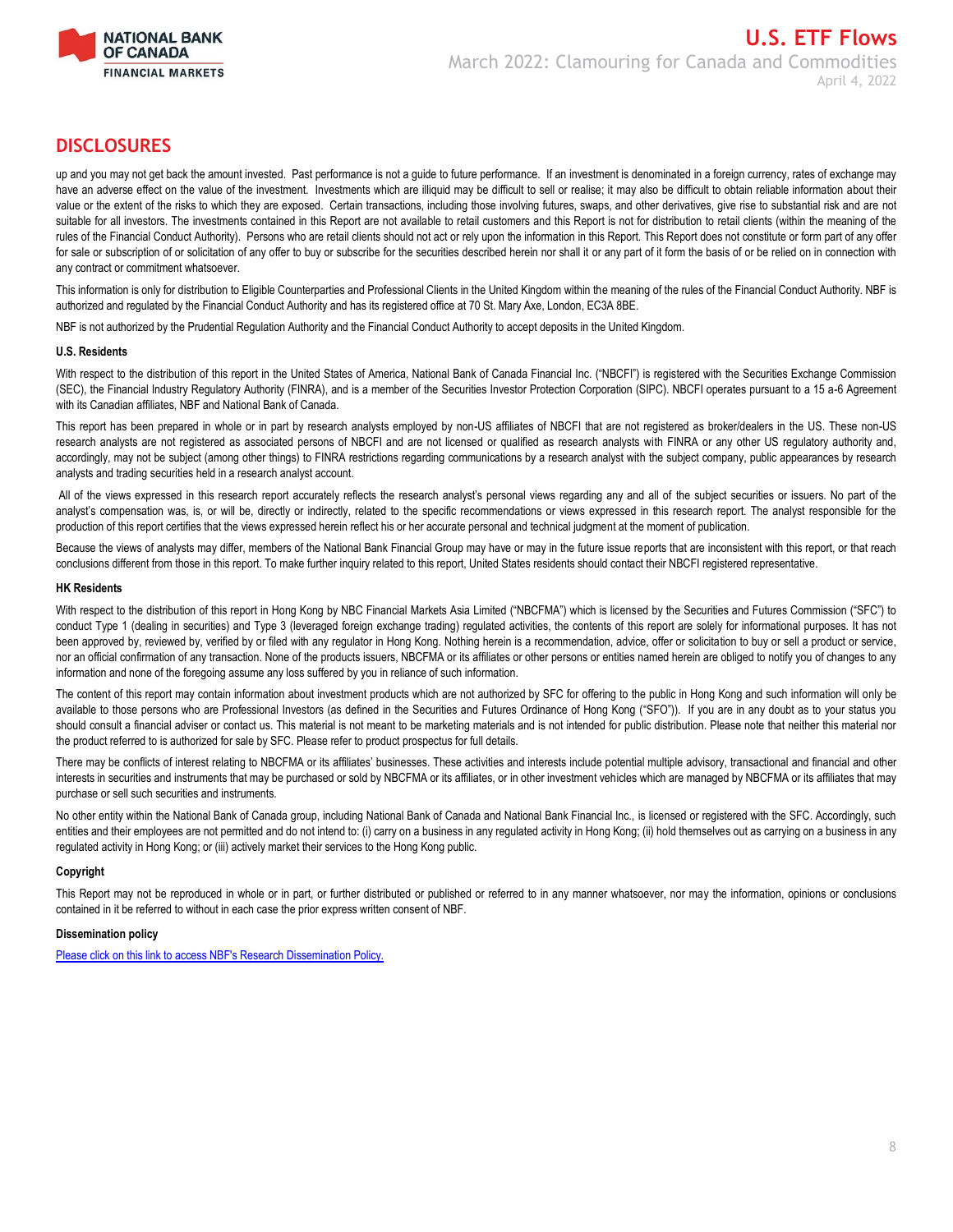## DISCLOSURES

up and you may not get back the amount invested. Past performance is not a guide to future performance. If an investment is denominated in a foreign currency, rates of exchange may have an adverse effect on the value of the investment. Investments which are illiquid may be difficult to sell or realise; it may also be difficult to obtain reliable information about their value or the extent of the risks to which they are exposed. Certain transactions, including those involving futures, swaps, and other derivatives, give rise to substantial risk and are not suitable for all investors. The investments contained in this Report are not available to retail customers and this Report is not for distribution to retail clients (within the meaning of the rules of the Financial Conduct Authority). Persons who are retail clients should not act or rely upon the information in this Report. This Report does not constitute or form part of any offer for sale or subscription of or solicitation of any offer to buy or subscribe for the securities described herein nor shall it or any part of it form the basis of or be relied on in connection with any contract or commitment whatsoever.

This information is only for distribution to Eligible Counterparties and Professional Clients in the United Kingdom within the meaning of the rules of the Financial Conduct Authority. NBF is authorized and regulated by the Financial Conduct Authority and has its registered office at 70 St. Mary Axe, London, EC3A 8BE.

NBF is not authorized by the Prudential Regulation Authority and the Financial Conduct Authority to accept deposits in the United Kingdom.

**U.S. Residents**

With respect to the distribution of this report in the United States of America, National Bank of Canada Financial Inc. ("NBCFI") is registered with the Securities Exchange Commission (SEC), the Financial Industry Regulatory Authority (FINRA), and is a member of the Securities Investor Protection Corporation (SIPC). NBCFI operates pursuant to a 15 a-6 Agreement with its Canadian affiliates, NBF and National Bank of Canada.

This report has been prepared in whole or in part by research analysts employed by non-US affiliates of NBCFI that are not registered as broker/dealers in the US. These non-US research analysts are not registered as associated persons of NBCFI and are not licensed or qualified as research analysts with FINRA or any other US regulatory authority and, accordingly, may not be subject (among other things) to FINRA restrictions regarding communications by a research analyst with the subject company, public appearances by research analysts and trading securities held in a research analyst account.

All of the views expressed in this research report accurately reflects the research analyst's personal views regarding any and all of the subject securities or issuers. No part of the analyst's compensation was, is, or will be, directly or indirectly, related to the specific recommendations or views expressed in this research report. The analyst responsible for the production of this report certifies that the views expressed herein reflect his or her accurate personal and technical judgment at the moment of publication.

Because the views of analysts may differ, members of the National Bank Financial Group may have or may in the future issue reports that are inconsistent with this report, or that reach conclusions different from those in this report. To make further inquiry related to this report, United States residents should contact their NBCFI registered representative.

**HK Residents**

With respect to the distribution of this report in Hong Kong by NBC Financial Markets Asia Limited ("NBCFMA") which is licensed by the Securities and Futures Commission ("SFC") to conduct Type 1 (dealing in securities) and Type 3 (leveraged foreign exchange trading) regulated activities, the contents of this report are solely for informational purposes. It has not been approved by, reviewed by, verified by or filed with any regulator in Hong Kong. Nothing herein is a recommendation, advice, offer or solicitation to buy or sell a product or service, nor an official confirmation of any transaction. None of the products issuers, NBCFMA or its affiliates or other persons or entities named herein are obliged to notify you of changes to any information and none of the foregoing assume any loss suffered by you in reliance of such information.

The content of this report may contain information about investment products which are not authorized by SFC for offering to the public in Hong Kong and such information will only be available to those persons who are Professional Investors (as defined in the Securities and Futures Ordinance of Hong Kong ("SFO")). If you are in any doubt as to your status you should consult a financial adviser or contact us. This material is not meant to be marketing materials and is not intended for public distribution. Please note that neither this material nor the product referred to is authorized for sale by SFC. Please refer to product prospectus for full details.

There may be conflicts of interest relating to NBCFMA or its affiliates' businesses. These activities and interests include potential multiple advisory, transactional and financial and other interests in securities and instruments that may be purchased or sold by NBCFMA or its affiliates, or in other investment vehicles which are managed by NBCFMA or its affiliates that may purchase or sell such securities and instruments.

No other entity within the National Bank of Canada group, including National Bank of Canada and National Bank Financial Inc., is licensed or registered with the SFC. Accordingly, such entities and their employees are not permitted and do not intend to: (i) carry on a business in any regulated activity in Hong Kong; (ii) hold themselves out as carrying on a business in any regulated activity in Hong Kong; or (iii) actively market their services to the Hong Kong public.

**Copyright**

This Report may not be reproduced in whole or in part, or further distributed or published or referred to in any manner whatsoever, nor may the information, opinions or conclusions contained in it be referred to without in each case the prior express written consent of NBF.

**Dissemination policy**

Please click on this link to access NBF's Research Dissemination Policy.